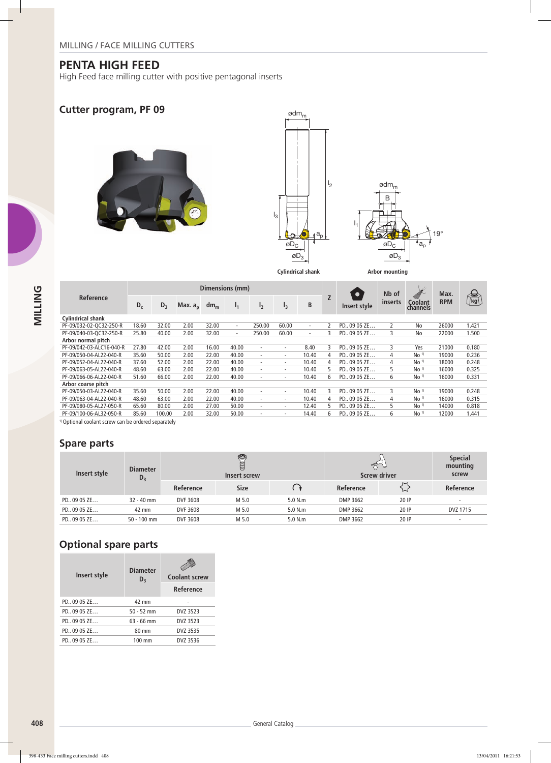MILLING / FACE MILLING CUTTERS

# PENTA HIGH FEED

High Feed face milling cutter with positive pentagonal inserts

## Cutter program, PF 09

Cylindrical shank

Arbor mounting

| Reference | Dimensions (mm) | | | | | | | | Z | Insert style | Nb of inserts | Coolant channels | Max. RPM | kg |
|---|---|---|---|---|---|---|---|---|---|---|---|---|---|---|
| | $D_c$ | $D_3$ | Max. $a_p$ | $dm_m$ | $l_1$ | $l_2$ | $l_3$ | B | | | | | | |
| **Cylindrical shank** | | | | | | | | | | | | | | |
| PF-09/032-02-QC32-250-R | 18.60 | 32.00 | 2.00 | 32.00 | - | 250.00 | 60.00 | - | 2 | PD.. 09 05 ZE… | 2 | No | 26000 | 1.421 |
| PF-09/040-03-QC32-250-R | 25.80 | 40.00 | 2.00 | 32.00 | - | 250.00 | 60.00 | - | 3 | PD.. 09 05 ZE… | 3 | No | 22000 | 1.500 |
| **Arbor normal pitch** | | | | | | | | | | | | | | |
| PF-09/042-03-ALC16-040-R | 27.80 | 42.00 | 2.00 | 16.00 | 40.00 | - | - | 8.40 | 3 | PD.. 09 05 ZE… | 3 | Yes | 21000 | 0.180 |
| PF-09/050-04-AL22-040-R | 35.60 | 50.00 | 2.00 | 22.00 | 40.00 | - | - | 10.40 | 4 | PD.. 09 05 ZE… | 4 | No [1] | 19000 | 0.236 |
| PF-09/052-04-AL22-040-R | 37.60 | 52.00 | 2.00 | 22.00 | 40.00 | - | - | 10.40 | 4 | PD.. 09 05 ZE… | 4 | No [1] | 18000 | 0.248 |
| PF-09/063-05-AL22-040-R | 48.60 | 63.00 | 2.00 | 22.00 | 40.00 | - | - | 10.40 | 5 | PD.. 09 05 ZE… | 5 | No [1] | 16000 | 0.325 |
| PF-09/066-06-AL22-040-R | 51.60 | 66.00 | 2.00 | 22.00 | 40.00 | - | - | 10.40 | 6 | PD.. 09 05 ZE… | 6 | No [1] | 16000 | 0.331 |
| **Arbor coarse pitch** | | | | | | | | | | | | | | |
| PF-09/050-03-AL22-040-R | 35.60 | 50.00 | 2.00 | 22.00 | 40.00 | - | - | 10.40 | 3 | PD.. 09 05 ZE… | 3 | No [1] | 19000 | 0.248 |
| PF-09/063-04-AL22-040-R | 48.60 | 63.00 | 2.00 | 22.00 | 40.00 | - | - | 10.40 | 4 | PD.. 09 05 ZE… | 4 | No [1] | 16000 | 0.315 |
| PF-09/080-05-AL27-050-R | 65.60 | 80.00 | 2.00 | 27.00 | 50.00 | - | - | 12.40 | 5 | PD.. 09 05 ZE… | 5 | No [1] | 14000 | 0.818 |
| PF-09/100-06-AL32-050-R | 85.60 | 100.00 | 2.00 | 32.00 | 50.00 | - | - | 14.40 | 6 | PD.. 09 05 ZE… | 6 | No [1] | 12000 | 1.441 |

[1] Optional coolant screw can be ordered separately

## Spare parts

| Insert style | Diameter $D_3$ | Insert screw | | | Screw driver | | Special mounting screw |
|---|---|---|---|---|---|---|---|
| | | Reference | Size | Torque | Reference | | Reference |
| PD.. 09 05 ZE… | 32 - 40 mm | DVF 3608 | M 5.0 | 5.0 N.m | DMP 3662 | 20 IP | - |
| PD.. 09 05 ZE… | 42 mm | DVF 3608 | M 5.0 | 5.0 N.m | DMP 3662 | 20 IP | DVZ 1715 |
| PD.. 09 05 ZE… | 50 - 100 mm | DVF 3608 | M 5.0 | 5.0 N.m | DMP 3662 | 20 IP | - |

## Optional spare parts

| Insert style | Diameter $D_3$ | Coolant screw |
|---|---|---|
| | | Reference |
| PD.. 09 05 ZE… | 42 mm | - |
| PD.. 09 05 ZE… | 50 - 52 mm | DVZ 3523 |
| PD.. 09 05 ZE… | 63 - 66 mm | DVZ 3523 |
| PD.. 09 05 ZE… | 80 mm | DVZ 3535 |
| PD.. 09 05 ZE… | 100 mm | DVZ 3536 |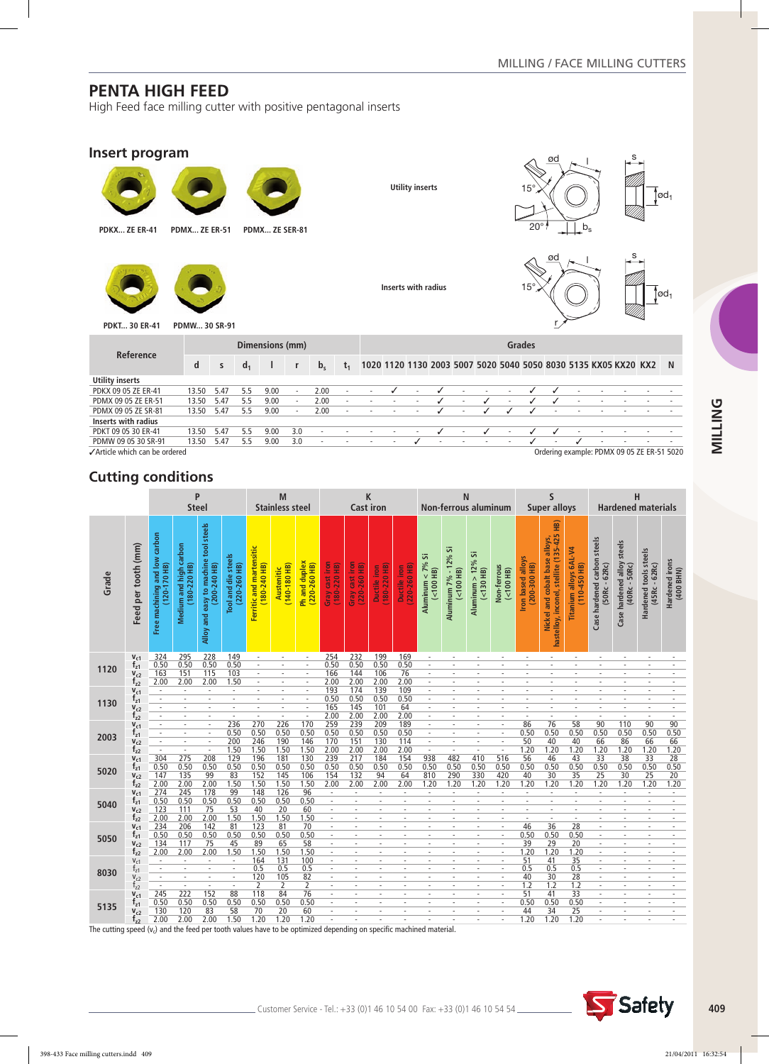# PENTA HIGH FEED

High Feed face milling cutter with positive pentagonal inserts

## Insert program

PDKX... ZE ER-41 PDMX... ZE ER-51 PDMX... ZE SER-81

Utility inserts

15° 20° ød l s $ød_1$ $b_s$

PDKT... 30 ER-41 PDMW... 30 SR-91

Inserts with radius

15° ød l s $ød_1$ r

| Reference | Dimensions (mm) | | | | | | | Grades | | | | | | | | | | | | | |
|---|---|---|---|---|---|---|---|---|---|---|---|---|---|---|---|---|---|---|---|---|---|
| | d | s | $d_1$ | l | r | $b_s$ | $t_1$ | 1020 | 1120 | 1130 | 2003 | 5007 | 5020 | 5040 | 5050 | 8030 | 5135 | KX05 | KX20 | KX2 | N |
| **Utility inserts** | | | | | | | | | | | | | | | | | | | | | |
| PDKX 09 05 ZE ER-41 | 13.50 | 5.47 | 5.5 | 9.00 | - | 2.00 | - | - | ✓ | - | ✓ | - | - | - | ✓ | ✓ | - | - | - | - | - |
| PDMX 09 05 ZE ER-51 | 13.50 | 5.47 | 5.5 | 9.00 | - | 2.00 | - | - | - | - | ✓ | - | ✓ | - | ✓ | ✓ | - | - | - | - | - |
| PDMX 09 05 ZE SER-81 | 13.50 | 5.47 | 5.5 | 9.00 | - | 2.00 | - | - | - | - | ✓ | - | ✓ | ✓ | ✓ | - | - | - | - | - | - |
| **Inserts with radius** | | | | | | | | | | | | | | | | | | | | | |
| PDKT 09 05 30 ER-41 | 13.50 | 5.47 | 5.5 | 9.00 | 3.0 | - | - | - | - | - | ✓ | - | ✓ | - | ✓ | ✓ | - | - | - | - | - |
| PDMW 09 05 30 SR-91 | 13.50 | 5.47 | 5.5 | 9.00 | 3.0 | - | - | - | - | ✓ | - | - | - | - | ✓ | - | ✓ | - | - | - | - |

✓Article which can be ordered

Ordering example: PDMX 09 05 ZE ER-51 5020

## Cutting conditions

| Grade | Feed per tooth (mm) | P Steel | | | | M Stainless steel | | | K Cast iron | | | | N Non-ferrous aluminum | | | | S Super alloys | | | H Hardened materials | | | |
|---|---|---|---|---|---|---|---|---|---|---|---|---|---|---|---|---|---|---|---|---|---|---|---|
| | | Free machining and low carbon (120-170 HB) | Medium and high carbon (180-220 HB) | Alloy and easy to machine tool steels (200-240 HB) | Tool and die steels (220-260 HB) | Ferritic and martensitic (180-240 HB) | Austenitic (140-180 HB) | Ph and duplex (220-260 HB) | Gray cast iron (180-220 HB) | Gray cast iron (220-260 HB) | Ductile iron (180-220 HB) | Ductile iron (220-260 HB) | Aluminum < 7% Si (<100 HB) | Aluminum 7% - 12% Si (<100 HB) | Aluminum > 12% Si (<130 HB) | Non-ferrous (<100 HB) | Iron based alloys (200-300 HB) | Nickel and cobalt base alloys, hastelloy, inconel, stellite (135-425 HB) | Titanium alloys 6AL-V4 (110-450 HB) | Case hardened carbon steels (50Rc - 62Rc) | Case hardened alloy steels (40Rc - 50Rc) | Hardened tools steels (45Rc - 62Rc) | Hardened irons (400 BHN) |
| 1120 | $v_{c1}$ | 324 | 295 | 228 | 149 | - | - | - | 254 | 232 | 199 | 169 | - | - | - | - | - | - | - | - | - | - | - |
| | $f_{z1}$ | 0.50 | 0.50 | 0.50 | 0.50 | - | - | - | 0.50 | 0.50 | 0.50 | 0.50 | - | - | - | - | - | - | - | - | - | - | - |
| | $v_{c2}$ | 163 | 151 | 115 | 103 | - | - | - | 166 | 144 | 106 | 76 | - | - | - | - | - | - | - | - | - | - | - |
| | $f_{z2}$ | 2.00 | 2.00 | 2.00 | 1.50 | - | - | - | 2.00 | 2.00 | 2.00 | 2.00 | - | - | - | - | - | - | - | - | - | - | - |
| 1130 | $v_{c1}$ | - | - | - | - | - | - | - | 193 | 174 | 139 | 109 | - | - | - | - | - | - | - | - | - | - | - |
| | $f_{z1}$ | - | - | - | - | - | - | - | 0.50 | 0.50 | 0.50 | 0.50 | - | - | - | - | - | - | - | - | - | - | - |
| | $v_{c2}$ | - | - | - | - | - | - | - | 165 | 145 | 101 | 64 | - | - | - | - | - | - | - | - | - | - | - |
| | $f_{z2}$ | - | - | - | - | - | - | - | 2.00 | 2.00 | 2.00 | 2.00 | - | - | - | - | - | - | - | - | - | - | - |
| 2003 | $v_{c1}$ | 259 | - | - | 236 | 270 | 226 | 170 | 259 | 239 | 209 | 189 | - | - | - | - | 86 | 76 | 58 | 90 | 110 | 90 | 90 |
| | $f_{z1}$ | - | - | - | 0.50 | 0.50 | 0.50 | 0.50 | 0.50 | 0.50 | 0.50 | 0.50 | - | - | - | - | 0.50 | 0.50 | 0.50 | 0.50 | 0.50 | 0.50 | 0.50 |
| | $v_{c2}$ | - | - | - | 200 | 246 | 190 | 146 | 170 | 151 | 130 | 114 | - | - | - | - | 50 | 40 | 40 | 66 | 86 | 66 | 66 |
| | $f_{z2}$ | - | - | - | 1.50 | 1.50 | 1.50 | 1.50 | 2.00 | 2.00 | 2.00 | 2.00 | - | - | - | - | 1.20 | 1.20 | 1.20 | 1.20 | 1.20 | 1.20 | 1.20 |
| 5020 | $v_{c1}$ | 304 | 275 | 208 | 129 | 196 | 181 | 130 | 239 | 217 | 184 | 154 | 938 | 482 | 410 | 516 | 56 | 46 | 43 | 33 | 38 | 33 | 28 |
| | $f_{z1}$ | 0.50 | 0.50 | 0.50 | 0.50 | 0.50 | 0.50 | 0.50 | 0.50 | 0.50 | 0.50 | 0.50 | 0.50 | 0.50 | 0.50 | 0.50 | 0.50 | 0.50 | 0.50 | 0.50 | 0.50 | 0.50 | 0.50 |
| | $v_{c2}$ | 147 | 135 | 99 | 83 | 152 | 145 | 106 | 154 | 132 | 94 | 64 | 810 | 290 | 330 | 420 | 40 | 30 | 35 | 25 | 30 | 25 | 20 |
| | $f_{z2}$ | 2.00 | 2.00 | 2.00 | 1.50 | 1.50 | 1.50 | 1.50 | 2.00 | 2.00 | 2.00 | 2.00 | 1.20 | 1.20 | 1.20 | 1.20 | 1.20 | 1.20 | 1.20 | 1.20 | 1.20 | 1.20 | 1.20 |
| 5040 | $v_{c1}$ | 274 | 245 | 178 | 99 | 148 | 126 | 96 | - | - | - | - | - | - | - | - | - | - | - | - | - | - | - |
| | $f_{z1}$ | 0.50 | 0.50 | 0.50 | 0.50 | 0.50 | 0.50 | 0.50 | - | - | - | - | - | - | - | - | - | - | - | - | - | - | - |
| | $v_{c2}$ | 123 | 111 | 75 | 53 | 40 | 20 | 60 | - | - | - | - | - | - | - | - | - | - | - | - | - | - | - |
| | $f_{z2}$ | 2.00 | 2.00 | 2.00 | 1.50 | 1.50 | 1.50 | 1.50 | - | - | - | - | - | - | - | - | - | - | - | - | - | - | - |
| 5050 | $v_{c1}$ | 234 | 206 | 142 | 81 | 123 | 81 | 70 | - | - | - | - | - | - | - | - | 46 | 36 | 28 | - | - | - | - |
| | $f_{z1}$ | 0.50 | 0.50 | 0.50 | 0.50 | 0.50 | 0.50 | 0.50 | - | - | - | - | - | - | - | - | 0.50 | 0.50 | 0.50 | - | - | - | - |
| | $v_{c2}$ | 134 | 117 | 75 | 45 | 89 | 65 | 58 | - | - | - | - | - | - | - | - | 39 | 29 | 20 | - | - | - | - |
| | $f_{z2}$ | 2.00 | 2.00 | 2.00 | 1.50 | 1.50 | 1.50 | 1.50 | - | - | - | - | - | - | - | - | 1.20 | 1.20 | 1.20 | - | - | - | - |
| 8030 | $v_{c1}$ | - | - | - | - | 164 | 131 | 100 | - | - | - | - | - | - | - | - | 51 | 41 | 35 | - | - | - | - |
| | $f_{z1}$ | - | - | - | - | 0.5 | 0.5 | 0.5 | - | - | - | - | - | - | - | - | 0.5 | 0.5 | 0.5 | - | - | - | - |
| | $v_{c2}$ | - | - | - | - | 120 | 105 | 82 | - | - | - | - | - | - | - | - | 40 | 30 | 28 | - | - | - | - |
| | $f_{z2}$ | - | - | - | - | 2 | 2 | 2 | - | - | - | - | - | - | - | - | 1.2 | 1.2 | 1.2 | - | - | - | - |
| 5135 | $v_{c1}$ | 245 | 222 | 152 | 88 | 118 | 84 | 76 | - | - | - | - | - | - | - | - | 51 | 41 | 33 | - | - | - | - |
| | $f_{z1}$ | 0.50 | 0.50 | 0.50 | 0.50 | 0.50 | 0.50 | 0.50 | - | - | - | - | - | - | - | - | 0.50 | 0.50 | 0.50 | - | - | - | - |
| | $v_{c2}$ | 130 | 120 | 83 | 58 | 70 | 20 | 60 | - | - | - | - | - | - | - | - | 44 | 34 | 25 | - | - | - | - |
| | $f_{z2}$ | 2.00 | 2.00 | 2.00 | 1.50 | 1.20 | 1.20 | 1.20 | - | - | - | - | - | - | - | - | 1.20 | 1.20 | 1.20 | - | - | - | - |

The cutting speed ($v_c$) and the feed per tooth values have to be optimized depending on specific machined material.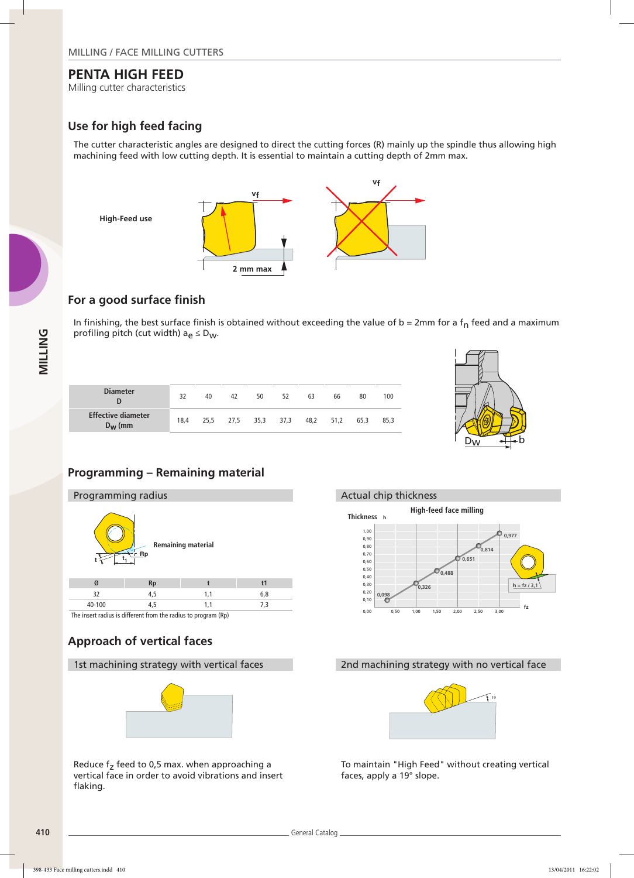MILLING / FACE MILLING CUTTERS

# PENTA HIGH FEED

Milling cutter characteristics

## Use for high feed facing

The cutter characteristic angles are designed to direct the cutting forces (R) mainly up the spindle thus allowing high machining feed with low cutting depth. It is essential to maintain a cutting depth of 2mm max.

High-Feed use

$v_f$

2 mm max

## For a good surface finish

In finishing, the best surface finish is obtained without exceeding the value of b = 2mm for a $f_n$ feed and a maximum profiling pitch (cut width) $a_e \leq D_W$.

| Diameter D | 32 | 40 | 42 | 50 | 52 | 63 | 66 | 80 | 100 |
|---|---|---|---|---|---|---|---|---|---|
| Effective diameter $D_W$ (mm | 18,4 | 25,5 | 27,5 | 35,3 | 37,3 | 48,2 | 51,2 | 65,3 | 85,3 |

## Programming – Remaining material

### Programming radius

Remaining material

| Ø | Rp | t | t1 |
|---|---|---|---|
| 32 | 4,5 | 1,1 | 6,8 |
| 40-100 | 4,5 | 1,1 | 7,3 |

The insert radius is different from the radius to program (Rp)

### Actual chip thickness

High-feed face milling

| $f_z$ | 0,30 | 1,00 | 1,50 | 2,00 | 2,50 | 3,00 |
|---|---|---|---|---|---|---|
| Thickness h | 0,098 | 0,326 | 0,488 | 0,651 | 0,814 | 0,977 |

h = fz / 3,1

## Approach of vertical faces

### 1st machining strategy with vertical faces

Reduce $f_z$ feed to 0,5 max. when approaching a vertical face in order to avoid vibrations and insert flaking.

### 2nd machining strategy with no vertical face

To maintain "High Feed" without creating vertical faces, apply a 19° slope.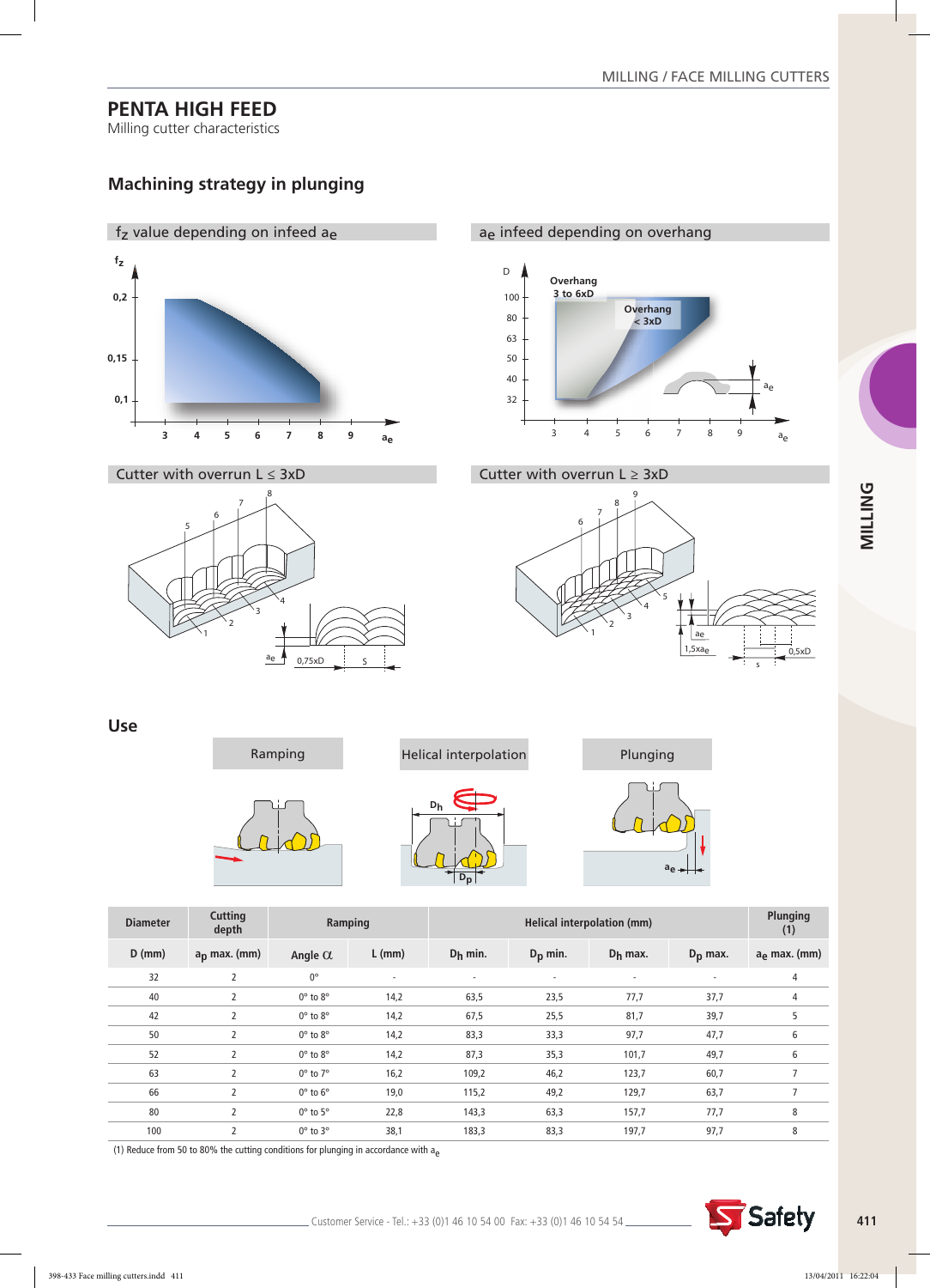# PENTA HIGH FEED

Milling cutter characteristics

## Machining strategy in plunging

### $f_z$ value depending on infeed $a_e$

$f_z$

0,2

0,15

0,1

3 4 5 6 7 8 9 $a_e$

### $a_e$ infeed depending on overhang

D

100

80

63

50

40

32

Overhang 3 to 6xD

Overhang < 3xD

$a_e$

3 4 5 6 7 8 9 $a_e$

### Cutter with overrun L ≤ 3xD

1 2 3 4 5 6 7 8

$a_e$ 0,75xD S

### Cutter with overrun L ≥ 3xD

1 2 3 4 5 6 7 8 9

$a_e$ 1,5x$a_e$ 0,5xD s

## Use

Ramping

Helical interpolation

$D_h$ $D_p$

Plunging

$a_e$

| Diameter | Cutting depth | Ramping | | Helical interpolation (mm) | | | | Plunging (1) |
|---|---|---|---|---|---|---|---|---|
| D (mm) | $a_p$ max. (mm) | Angle α | L (mm) | $D_h$ min. | $D_p$ min. | $D_h$ max. | $D_p$ max. | $a_e$ max. (mm) |
| 32 | 2 | 0° | - | - | - | - | - | 4 |
| 40 | 2 | 0° to 8° | 14,2 | 63,5 | 23,5 | 77,7 | 37,7 | 4 |
| 42 | 2 | 0° to 8° | 14,2 | 67,5 | 25,5 | 81,7 | 39,7 | 5 |
| 50 | 2 | 0° to 8° | 14,2 | 83,3 | 33,3 | 97,7 | 47,7 | 6 |
| 52 | 2 | 0° to 8° | 14,2 | 87,3 | 35,3 | 101,7 | 49,7 | 6 |
| 63 | 2 | 0° to 7° | 16,2 | 109,2 | 46,2 | 123,7 | 60,7 | 7 |
| 66 | 2 | 0° to 6° | 19,0 | 115,2 | 49,2 | 129,7 | 63,7 | 7 |
| 80 | 2 | 0° to 5° | 22,8 | 143,3 | 63,3 | 157,7 | 77,7 | 8 |
| 100 | 2 | 0° to 3° | 38,1 | 183,3 | 83,3 | 197,7 | 97,7 | 8 |

(1) Reduce from 50 to 80% the cutting conditions for plunging in accordance with $a_e$

Customer Service - Tel.: +33 (0)1 46 10 54 00 Fax: +33 (0)1 46 10 54 54